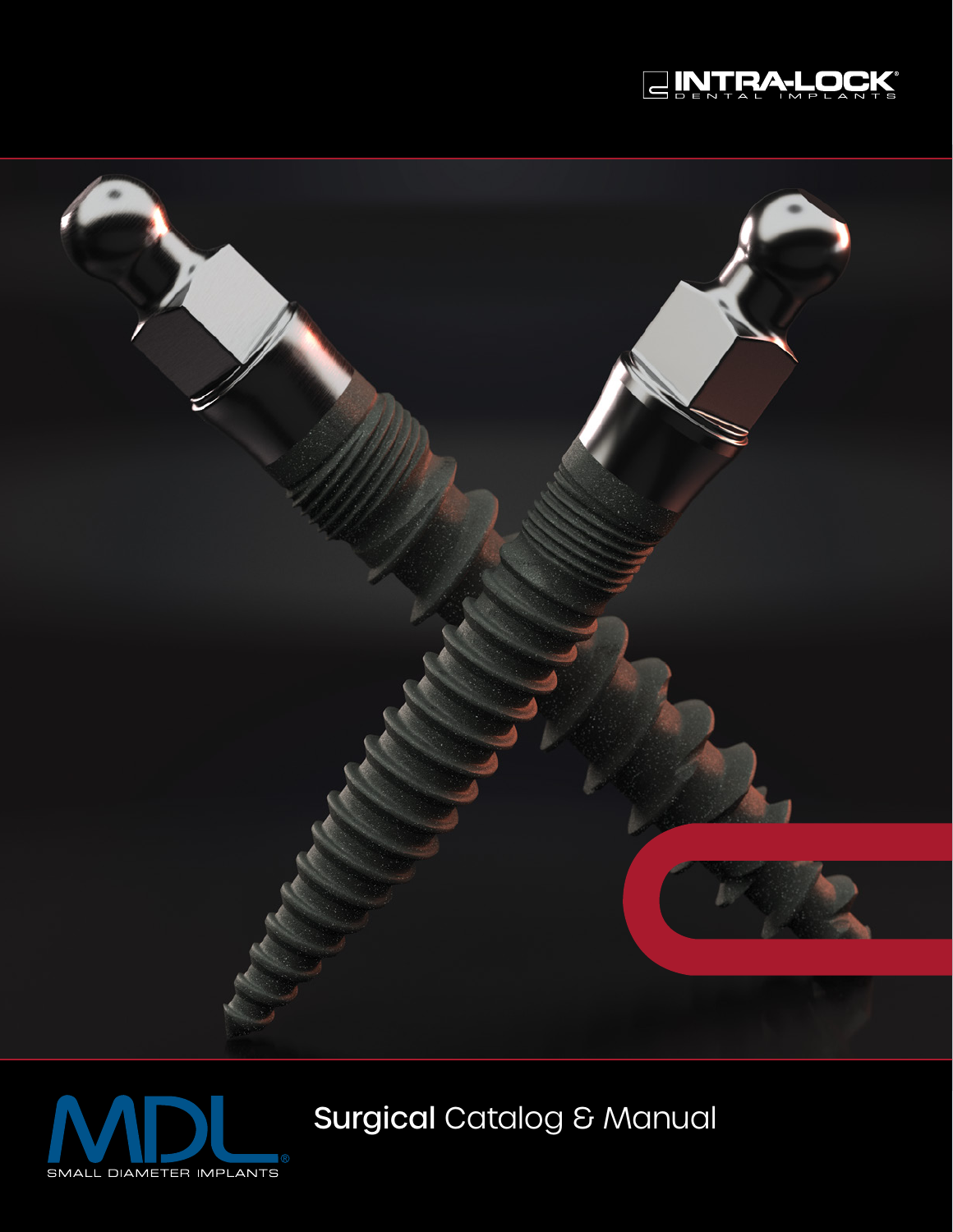INTRA-LOCK®
DENTAL IMPLANTS

MDL®
SMALL DIAMETER IMPLANTS

# Surgical Catalog & Manual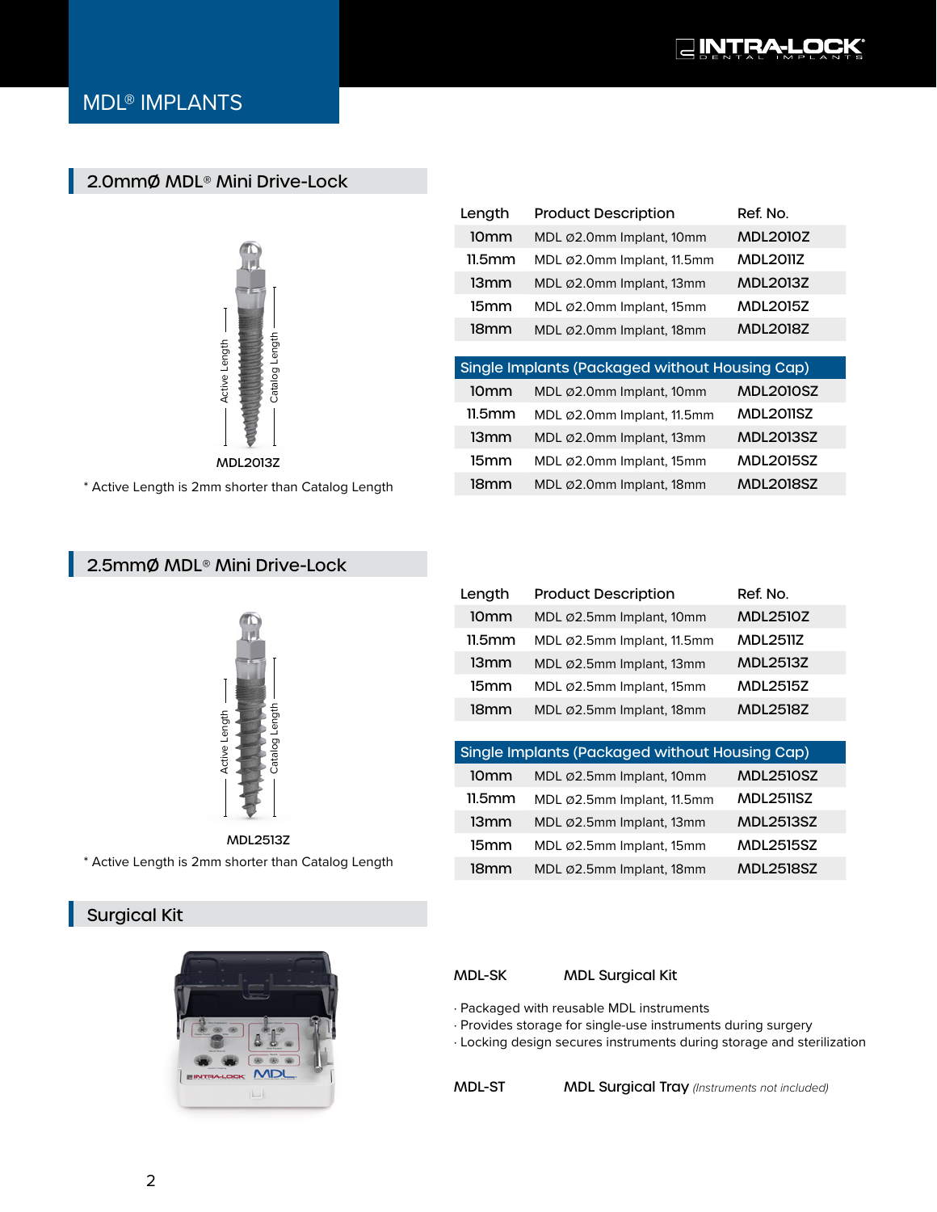# MDL® IMPLANTS

## 2.0mmØ MDL® Mini Drive-Lock

Active Length

Catalog Length

MDL2013Z

* Active Length is 2mm shorter than Catalog Length

| Length | Product Description | Ref. No. |
|---|---|---|
| 10mm | MDL ø2.0mm Implant, 10mm | MDL2010Z |
| 11.5mm | MDL ø2.0mm Implant, 11.5mm | MDL2011Z |
| 13mm | MDL ø2.0mm Implant, 13mm | MDL2013Z |
| 15mm | MDL ø2.0mm Implant, 15mm | MDL2015Z |
| 18mm | MDL ø2.0mm Implant, 18mm | MDL2018Z |
| **Single Implants (Packaged without Housing Cap)** | | |
| 10mm | MDL ø2.0mm Implant, 10mm | MDL2010SZ |
| 11.5mm | MDL ø2.0mm Implant, 11.5mm | MDL2011SZ |
| 13mm | MDL ø2.0mm Implant, 13mm | MDL2013SZ |
| 15mm | MDL ø2.0mm Implant, 15mm | MDL2015SZ |
| 18mm | MDL ø2.0mm Implant, 18mm | MDL2018SZ |

## 2.5mmØ MDL® Mini Drive-Lock

Active Length

Catalog Length

MDL2513Z

* Active Length is 2mm shorter than Catalog Length

| Length | Product Description | Ref. No. |
|---|---|---|
| 10mm | MDL ø2.5mm Implant, 10mm | MDL2510Z |
| 11.5mm | MDL ø2.5mm Implant, 11.5mm | MDL2511Z |
| 13mm | MDL ø2.5mm Implant, 13mm | MDL2513Z |
| 15mm | MDL ø2.5mm Implant, 15mm | MDL2515Z |
| 18mm | MDL ø2.5mm Implant, 18mm | MDL2518Z |
| **Single Implants (Packaged without Housing Cap)** | | |
| 10mm | MDL ø2.5mm Implant, 10mm | MDL2510SZ |
| 11.5mm | MDL ø2.5mm Implant, 11.5mm | MDL2511SZ |
| 13mm | MDL ø2.5mm Implant, 13mm | MDL2513SZ |
| 15mm | MDL ø2.5mm Implant, 15mm | MDL2515SZ |
| 18mm | MDL ø2.5mm Implant, 18mm | MDL2518SZ |

## Surgical Kit

**MDL-SK** MDL Surgical Kit

· Packaged with reusable MDL instruments
· Provides storage for single-use instruments during surgery
· Locking design secures instruments during storage and sterilization

**MDL-ST** MDL Surgical Tray *(Instruments not included)*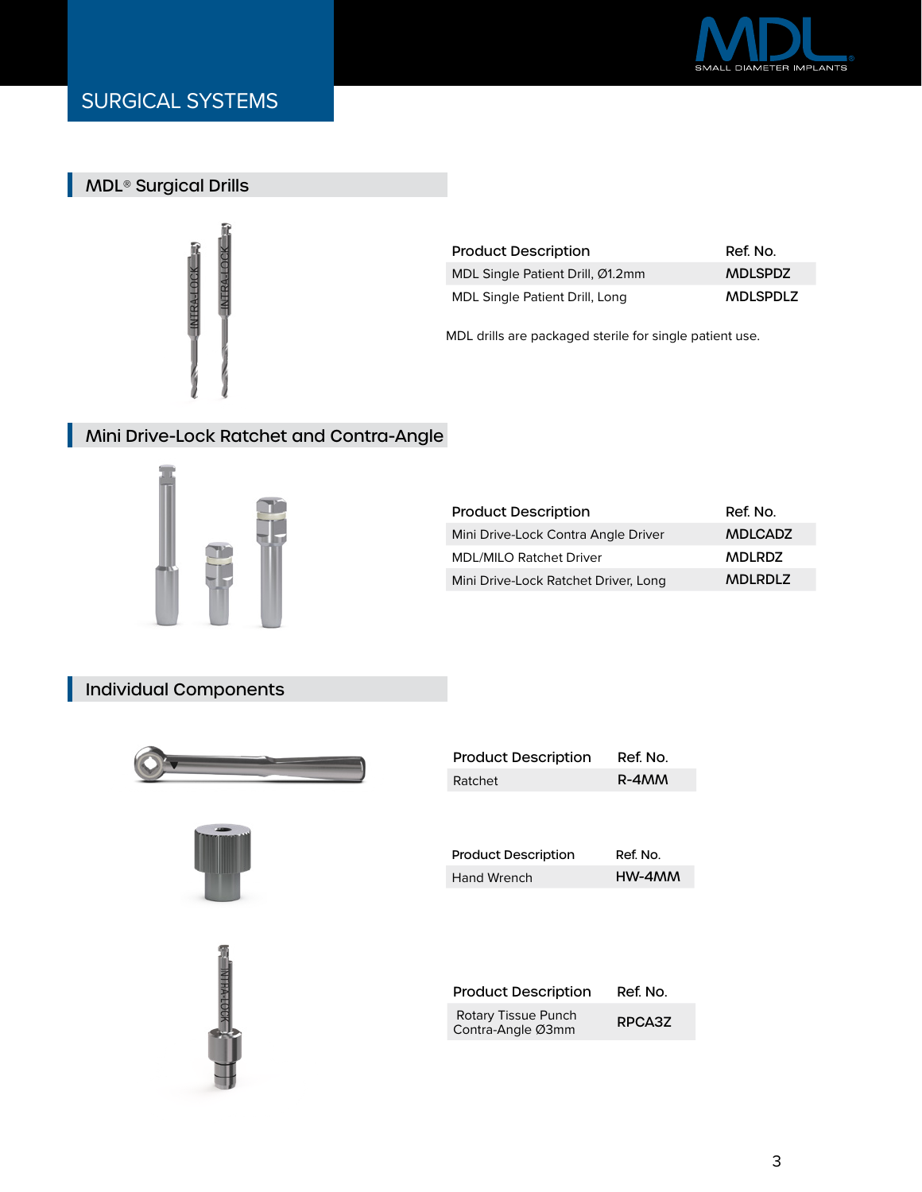# SURGICAL SYSTEMS

## MDL® Surgical Drills

| Product Description | Ref. No. |
| --- | --- |
| MDL Single Patient Drill, Ø1.2mm | MDLSPDZ |
| MDL Single Patient Drill, Long | MDLSPDLZ |

MDL drills are packaged sterile for single patient use.

## Mini Drive-Lock Ratchet and Contra-Angle

| Product Description | Ref. No. |
| --- | --- |
| Mini Drive-Lock Contra Angle Driver | MDLCADZ |
| MDL/MILO Ratchet Driver | MDLRDZ |
| Mini Drive-Lock Ratchet Driver, Long | MDLRDLZ |

## Individual Components

| Product Description | Ref. No. |
| --- | --- |
| Ratchet | R-4MM |

| Product Description | Ref. No. |
| --- | --- |
| Hand Wrench | HW-4MM |

| Product Description | Ref. No. |
| --- | --- |
| Rotary Tissue Punch Contra-Angle Ø3mm | RPCA3Z |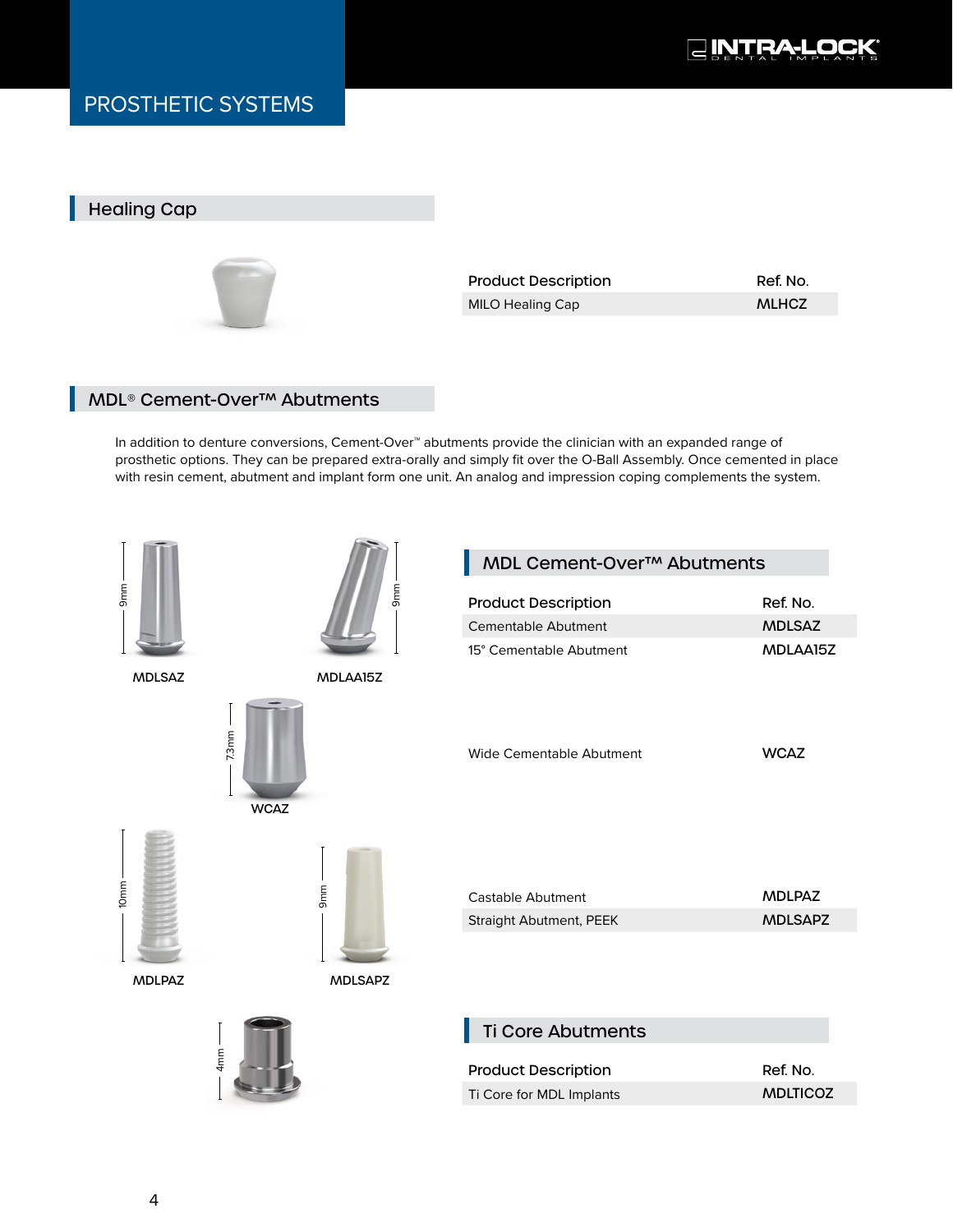# PROSTHETIC SYSTEMS

## Healing Cap

| Product Description | Ref. No. |
| --- | --- |
| MILO Healing Cap | MLHCZ |

## MDL® Cement-Over™ Abutments

In addition to denture conversions, Cement-Over™ abutments provide the clinician with an expanded range of prosthetic options. They can be prepared extra-orally and simply fit over the O-Ball Assembly. Once cemented in place with resin cement, abutment and implant form one unit. An analog and impression coping complements the system.

9mm
MDLSAZ

9mm
MDLAA15Z

7.3mm
WCAZ

10mm
MDLPAZ

9mm
MDLSAPZ

4mm

### MDL Cement-Over™ Abutments

| Product Description | Ref. No. |
| --- | --- |
| Cementable Abutment | MDLSAZ |
| 15° Cementable Abutment | MDLAA15Z |
| Wide Cementable Abutment | WCAZ |
| Castable Abutment | MDLPAZ |
| Straight Abutment, PEEK | MDLSAPZ |

### Ti Core Abutments

| Product Description | Ref. No. |
| --- | --- |
| Ti Core for MDL Implants | MDLTICOZ |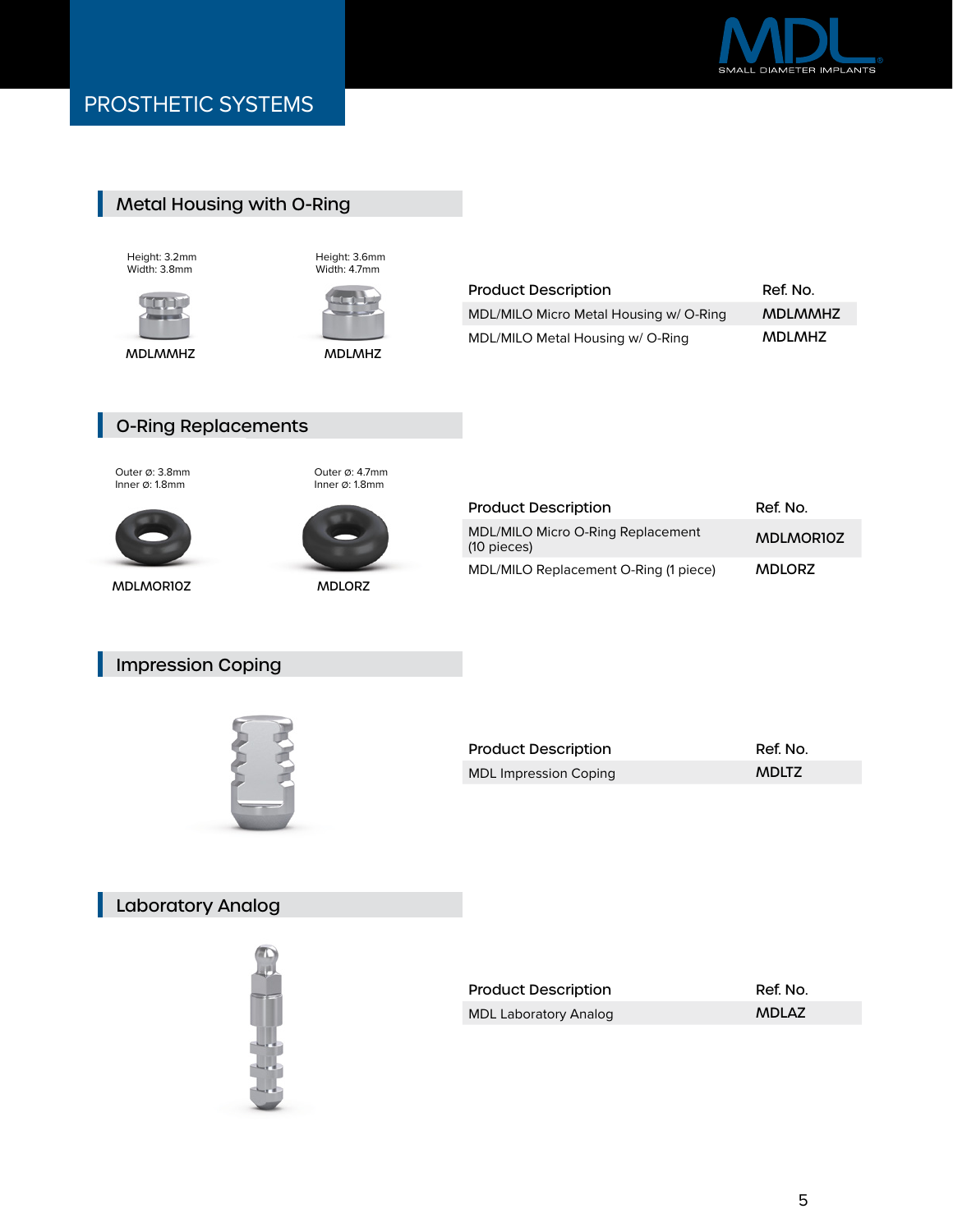PROSTHETIC SYSTEMS

## Metal Housing with O-Ring

Height: 3.2mm
Width: 3.8mm

MDLMMHZ

Height: 3.6mm
Width: 4.7mm

MDLMHZ

| Product Description | Ref. No. |
|---|---|
| MDL/MILO Micro Metal Housing w/ O-Ring | MDLMMHZ |
| MDL/MILO Metal Housing w/ O-Ring | MDLMHZ |

## O-Ring Replacements

Outer ø: 3.8mm
Inner ø: 1.8mm

MDLMOR10Z

Outer ø: 4.7mm
Inner ø: 1.8mm

MDLORZ

| Product Description | Ref. No. |
|---|---|
| MDL/MILO Micro O-Ring Replacement (10 pieces) | MDLMOR10Z |
| MDL/MILO Replacement O-Ring (1 piece) | MDLORZ |

## Impression Coping

| Product Description | Ref. No. |
|---|---|
| MDL Impression Coping | MDLTZ |

## Laboratory Analog

| Product Description | Ref. No. |
|---|---|
| MDL Laboratory Analog | MDLAZ |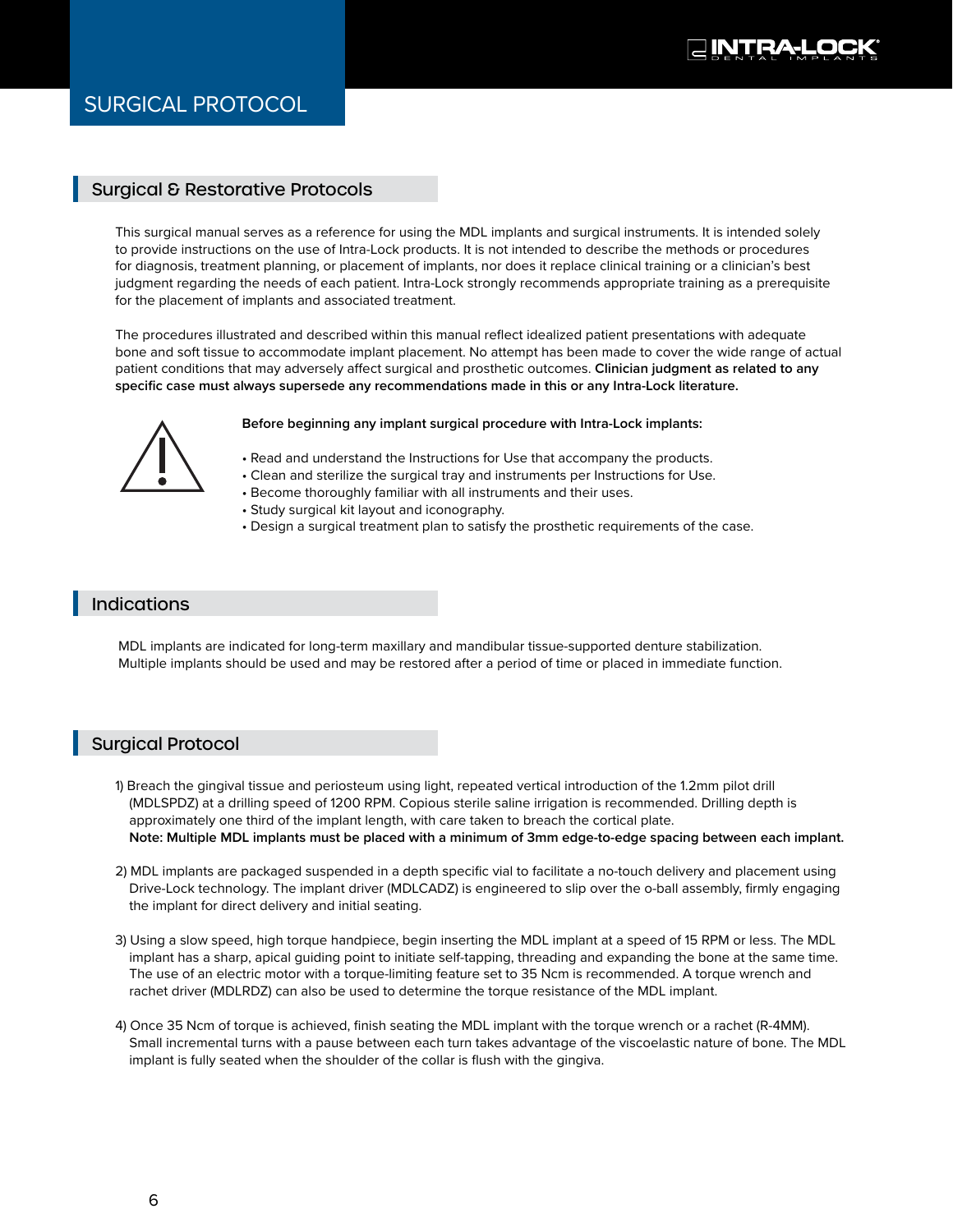# SURGICAL PROTOCOL

## Surgical & Restorative Protocols

This surgical manual serves as a reference for using the MDL implants and surgical instruments. It is intended solely to provide instructions on the use of Intra-Lock products. It is not intended to describe the methods or procedures for diagnosis, treatment planning, or placement of implants, nor does it replace clinical training or a clinician's best judgment regarding the needs of each patient. Intra-Lock strongly recommends appropriate training as a prerequisite for the placement of implants and associated treatment.

The procedures illustrated and described within this manual reflect idealized patient presentations with adequate bone and soft tissue to accommodate implant placement. No attempt has been made to cover the wide range of actual patient conditions that may adversely affect surgical and prosthetic outcomes. **Clinician judgment as related to any specific case must always supersede any recommendations made in this or any Intra-Lock literature.**

**Before beginning any implant surgical procedure with Intra-Lock implants:**

- Read and understand the Instructions for Use that accompany the products.
- Clean and sterilize the surgical tray and instruments per Instructions for Use.
- Become thoroughly familiar with all instruments and their uses.
- Study surgical kit layout and iconography.
- Design a surgical treatment plan to satisfy the prosthetic requirements of the case.

## Indications

MDL implants are indicated for long-term maxillary and mandibular tissue-supported denture stabilization. Multiple implants should be used and may be restored after a period of time or placed in immediate function.

## Surgical Protocol

1) Breach the gingival tissue and periosteum using light, repeated vertical introduction of the 1.2mm pilot drill (MDLSPDZ) at a drilling speed of 1200 RPM. Copious sterile saline irrigation is recommended. Drilling depth is approximately one third of the implant length, with care taken to breach the cortical plate.
**Note: Multiple MDL implants must be placed with a minimum of 3mm edge-to-edge spacing between each implant.**

2) MDL implants are packaged suspended in a depth specific vial to facilitate a no-touch delivery and placement using Drive-Lock technology. The implant driver (MDLCADZ) is engineered to slip over the o-ball assembly, firmly engaging the implant for direct delivery and initial seating.

3) Using a slow speed, high torque handpiece, begin inserting the MDL implant at a speed of 15 RPM or less. The MDL implant has a sharp, apical guiding point to initiate self-tapping, threading and expanding the bone at the same time. The use of an electric motor with a torque-limiting feature set to 35 Ncm is recommended. A torque wrench and rachet driver (MDLRDZ) can also be used to determine the torque resistance of the MDL implant.

4) Once 35 Ncm of torque is achieved, finish seating the MDL implant with the torque wrench or a rachet (R-4MM). Small incremental turns with a pause between each turn takes advantage of the viscoelastic nature of bone. The MDL implant is fully seated when the shoulder of the collar is flush with the gingiva.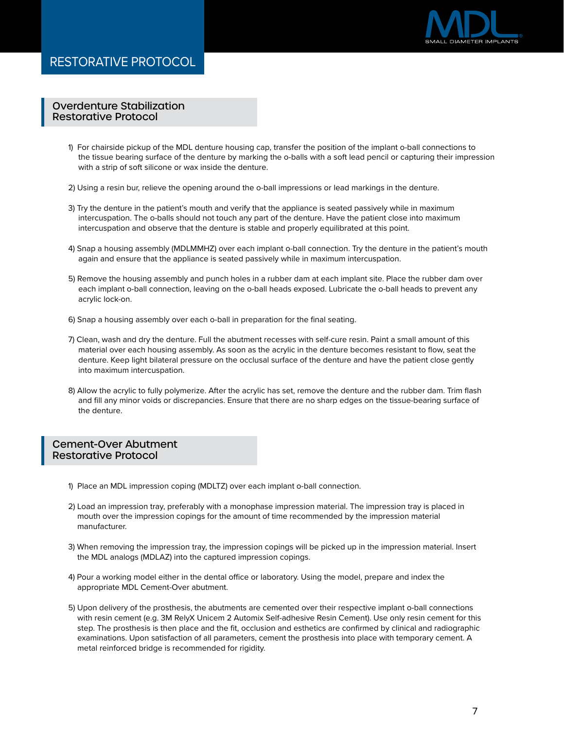# RESTORATIVE PROTOCOL

## Overdenture Stabilization Restorative Protocol

1) For chairside pickup of the MDL denture housing cap, transfer the position of the implant o-ball connections to the tissue bearing surface of the denture by marking the o-balls with a soft lead pencil or capturing their impression with a strip of soft silicone or wax inside the denture.

2) Using a resin bur, relieve the opening around the o-ball impressions or lead markings in the denture.

3) Try the denture in the patient's mouth and verify that the appliance is seated passively while in maximum intercuspation. The o-balls should not touch any part of the denture. Have the patient close into maximum intercuspation and observe that the denture is stable and properly equilibrated at this point.

4) Snap a housing assembly (MDLMMHZ) over each implant o-ball connection. Try the denture in the patient's mouth again and ensure that the appliance is seated passively while in maximum intercuspation.

5) Remove the housing assembly and punch holes in a rubber dam at each implant site. Place the rubber dam over each implant o-ball connection, leaving on the o-ball heads exposed. Lubricate the o-ball heads to prevent any acrylic lock-on.

6) Snap a housing assembly over each o-ball in preparation for the final seating.

7) Clean, wash and dry the denture. Full the abutment recesses with self-cure resin. Paint a small amount of this material over each housing assembly. As soon as the acrylic in the denture becomes resistant to flow, seat the denture. Keep light bilateral pressure on the occlusal surface of the denture and have the patient close gently into maximum intercuspation.

8) Allow the acrylic to fully polymerize. After the acrylic has set, remove the denture and the rubber dam. Trim flash and fill any minor voids or discrepancies. Ensure that there are no sharp edges on the tissue-bearing surface of the denture.

## Cement-Over Abutment Restorative Protocol

1) Place an MDL impression coping (MDLTZ) over each implant o-ball connection.

2) Load an impression tray, preferably with a monophase impression material. The impression tray is placed in mouth over the impression copings for the amount of time recommended by the impression material manufacturer.

3) When removing the impression tray, the impression copings will be picked up in the impression material. Insert the MDL analogs (MDLAZ) into the captured impression copings.

4) Pour a working model either in the dental office or laboratory. Using the model, prepare and index the appropriate MDL Cement-Over abutment.

5) Upon delivery of the prosthesis, the abutments are cemented over their respective implant o-ball connections with resin cement (e.g. 3M RelyX Unicem 2 Automix Self-adhesive Resin Cement). Use only resin cement for this step. The prosthesis is then place and the fit, occlusion and esthetics are confirmed by clinical and radiographic examinations. Upon satisfaction of all parameters, cement the prosthesis into place with temporary cement. A metal reinforced bridge is recommended for rigidity.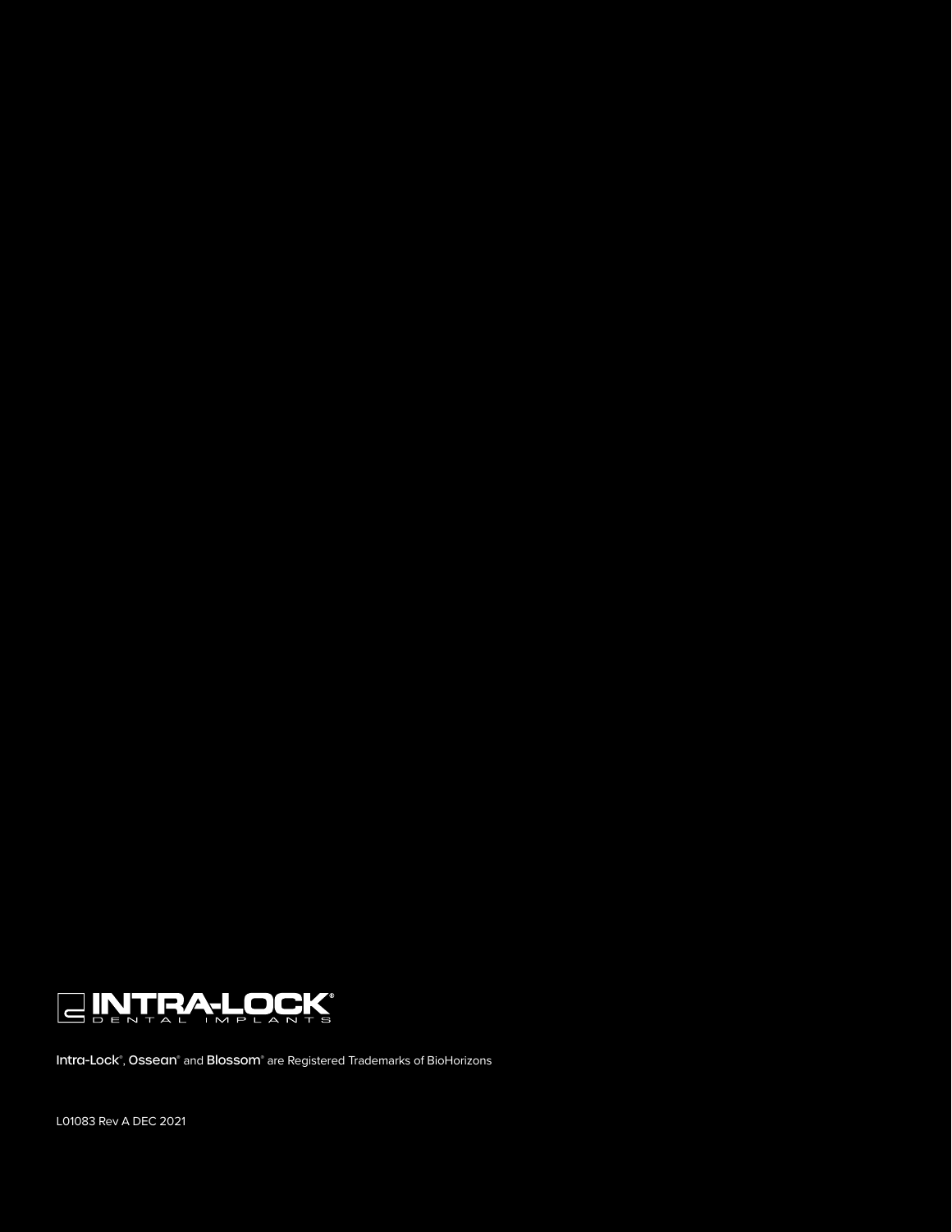INTRA-LOCK®
DENTAL IMPLANTS

Intra-Lock®, Ossean® and Blossom® are Registered Trademarks of BioHorizons

L01083 Rev A DEC 2021